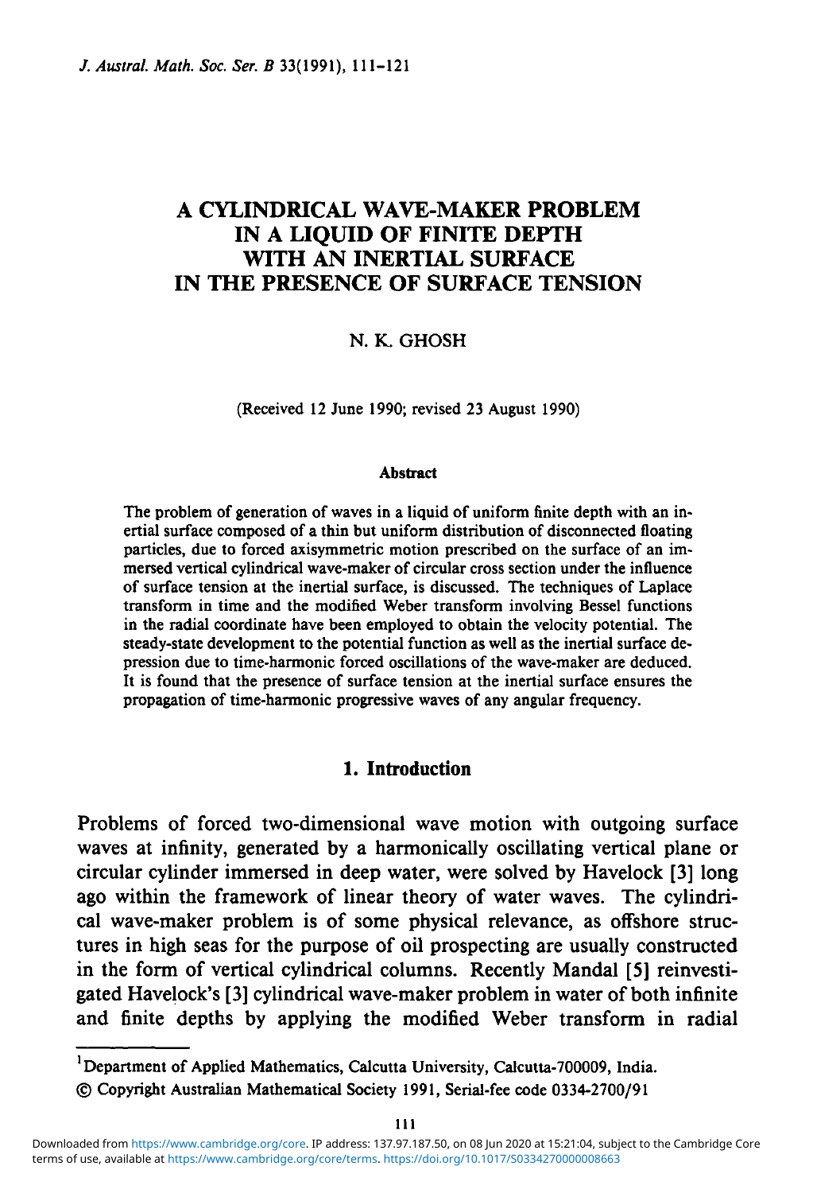# A CYLINDRICAL WAVE-MAKER PROBLEM IN A LIQUID OF FINITE DEPTH WITH AN INERTIAL SURFACE IN THE PRESENCE OF SURFACE TENSION

N. K. GHOSH[1]

(Received 12 June 1990; revised 23 August 1990)

#### Abstract

The problem of generation of waves in a liquid of uniform finite depth with an inertial surface composed of a thin but uniform distribution of disconnected floating particles, due to forced axisymmetric motion prescribed on the surface of an immersed vertical cylindrical wave-maker of circular cross section under the influence of surface tension at the inertial surface, is discussed. The techniques of Laplace transform in time and the modified Weber transform involving Bessel functions in the radial coordinate have been employed to obtain the velocity potential. The steady-state development to the potential function as well as the inertial surface depression due to time-harmonic forced oscillations of the wave-maker are deduced. It is found that the presence of surface tension at the inertial surface ensures the propagation of time-harmonic progressive waves of any angular frequency.

## 1. Introduction

Problems of forced two-dimensional wave motion with outgoing surface waves at infinity, generated by a harmonically oscillating vertical plane or circular cylinder immersed in deep water, were solved by Havelock [3] long ago within the framework of linear theory of water waves. The cylindrical wave-maker problem is of some physical relevance, as offshore structures in high seas for the purpose of oil prospecting are usually constructed in the form of vertical cylindrical columns. Recently Mandal [5] reinvestigated Havelock's [3] cylindrical wave-maker problem in water of both infinite and finite depths by applying the modified Weber transform in radial

[1]Department of Applied Mathematics, Calcutta University, Calcutta-700009, India.

© Copyright Australian Mathematical Society 1991, Serial-fee code 0334-2700/91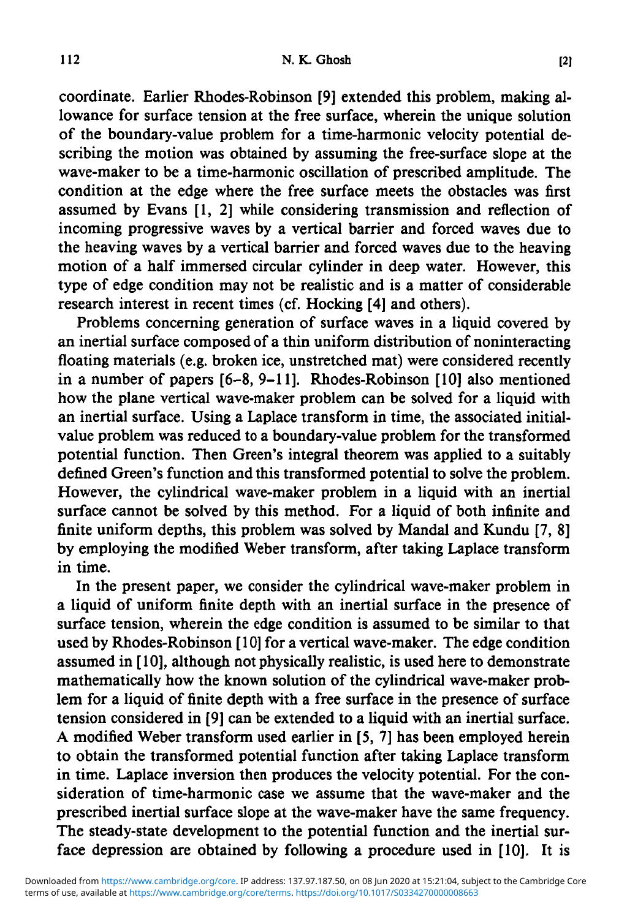coordinate. Earlier Rhodes-Robinson [9] extended this problem, making allowance for surface tension at the free surface, wherein the unique solution of the boundary-value problem for a time-harmonic velocity potential describing the motion was obtained by assuming the free-surface slope at the wave-maker to be a time-harmonic oscillation of prescribed amplitude. The condition at the edge where the free surface meets the obstacles was first assumed by Evans [1, 2] while considering transmission and reflection of incoming progressive waves by a vertical barrier and forced waves due to the heaving waves by a vertical barrier and forced waves due to the heaving motion of a half immersed circular cylinder in deep water. However, this type of edge condition may not be realistic and is a matter of considerable research interest in recent times (cf. Hocking [4] and others).

Problems concerning generation of surface waves in a liquid covered by an inertial surface composed of a thin uniform distribution of noninteracting floating materials (e.g. broken ice, unstretched mat) were considered recently in a number of papers [6–8, 9–11]. Rhodes-Robinson [10] also mentioned how the plane vertical wave-maker problem can be solved for a liquid with an inertial surface. Using a Laplace transform in time, the associated initial-value problem was reduced to a boundary-value problem for the transformed potential function. Then Green's integral theorem was applied to a suitably defined Green's function and this transformed potential to solve the problem. However, the cylindrical wave-maker problem in a liquid with an inertial surface cannot be solved by this method. For a liquid of both infinite and finite uniform depths, this problem was solved by Mandal and Kundu [7, 8] by employing the modified Weber transform, after taking Laplace transform in time.

In the present paper, we consider the cylindrical wave-maker problem in a liquid of uniform finite depth with an inertial surface in the presence of surface tension, wherein the edge condition is assumed to be similar to that used by Rhodes-Robinson [10] for a vertical wave-maker. The edge condition assumed in [10], although not physically realistic, is used here to demonstrate mathematically how the known solution of the cylindrical wave-maker problem for a liquid of finite depth with a free surface in the presence of surface tension considered in [9] can be extended to a liquid with an inertial surface. A modified Weber transform used earlier in [5, 7] has been employed herein to obtain the transformed potential function after taking Laplace transform in time. Laplace inversion then produces the velocity potential. For the consideration of time-harmonic case we assume that the wave-maker and the prescribed inertial surface slope at the wave-maker have the same frequency. The steady-state development to the potential function and the inertial surface depression are obtained by following a procedure used in [10]. It is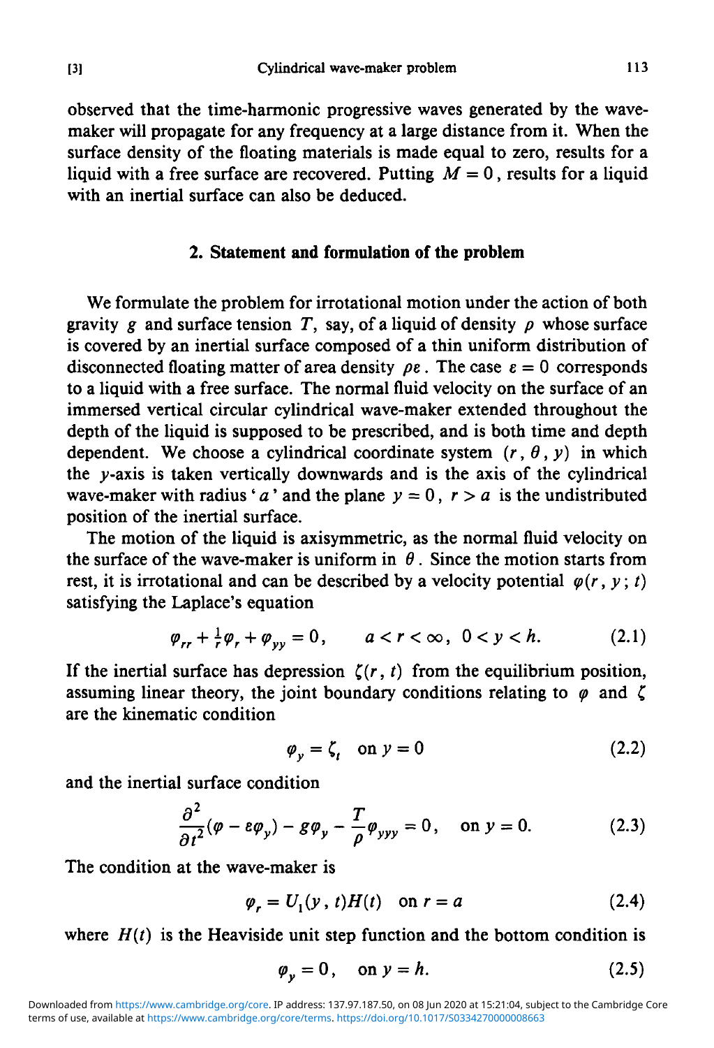observed that the time-harmonic progressive waves generated by the wave-maker will propagate for any frequency at a large distance from it. When the surface density of the floating materials is made equal to zero, results for a liquid with a free surface are recovered. Putting $M = 0$, results for a liquid with an inertial surface can also be deduced.

## 2. Statement and formulation of the problem

We formulate the problem for irrotational motion under the action of both gravity $g$ and surface tension $T$, say, of a liquid of density $\rho$ whose surface is covered by an inertial surface composed of a thin uniform distribution of disconnected floating matter of area density $\rho\varepsilon$. The case $\varepsilon = 0$ corresponds to a liquid with a free surface. The normal fluid velocity on the surface of an immersed vertical circular cylindrical wave-maker extended throughout the depth of the liquid is supposed to be prescribed, and is both time and depth dependent. We choose a cylindrical coordinate system $(r, \theta, y)$ in which the $y$-axis is taken vertically downwards and is the axis of the cylindrical wave-maker with radius '$a$' and the plane $y = 0$, $r > a$ is the undistributed position of the inertial surface.

The motion of the liquid is axisymmetric, as the normal fluid velocity on the surface of the wave-maker is uniform in $\theta$. Since the motion starts from rest, it is irrotational and can be described by a velocity potential $\varphi(r, y; t)$ satisfying the Laplace's equation

$$\varphi_{rr} + \frac{1}{r}\varphi_r + \varphi_{yy} = 0, \qquad a < r < \infty,\ 0 < y < h. \tag{2.1}$$

If the inertial surface has depression $\zeta(r, t)$ from the equilibrium position, assuming linear theory, the joint boundary conditions relating to $\varphi$ and $\zeta$ are the kinematic condition

$$\varphi_y = \zeta_t \quad \text{on } y = 0 \tag{2.2}$$

and the inertial surface condition

$$\frac{\partial^2}{\partial t^2}(\varphi - \varepsilon\varphi_y) - g\varphi_y - \frac{T}{\rho}\varphi_{yyy} = 0, \quad \text{on } y = 0. \tag{2.3}$$

The condition at the wave-maker is

$$\varphi_r = U_1(y, t)H(t) \quad \text{on } r = a \tag{2.4}$$

where $H(t)$ is the Heaviside unit step function and the bottom condition is

$$\varphi_y = 0, \quad \text{on } y = h. \tag{2.5}$$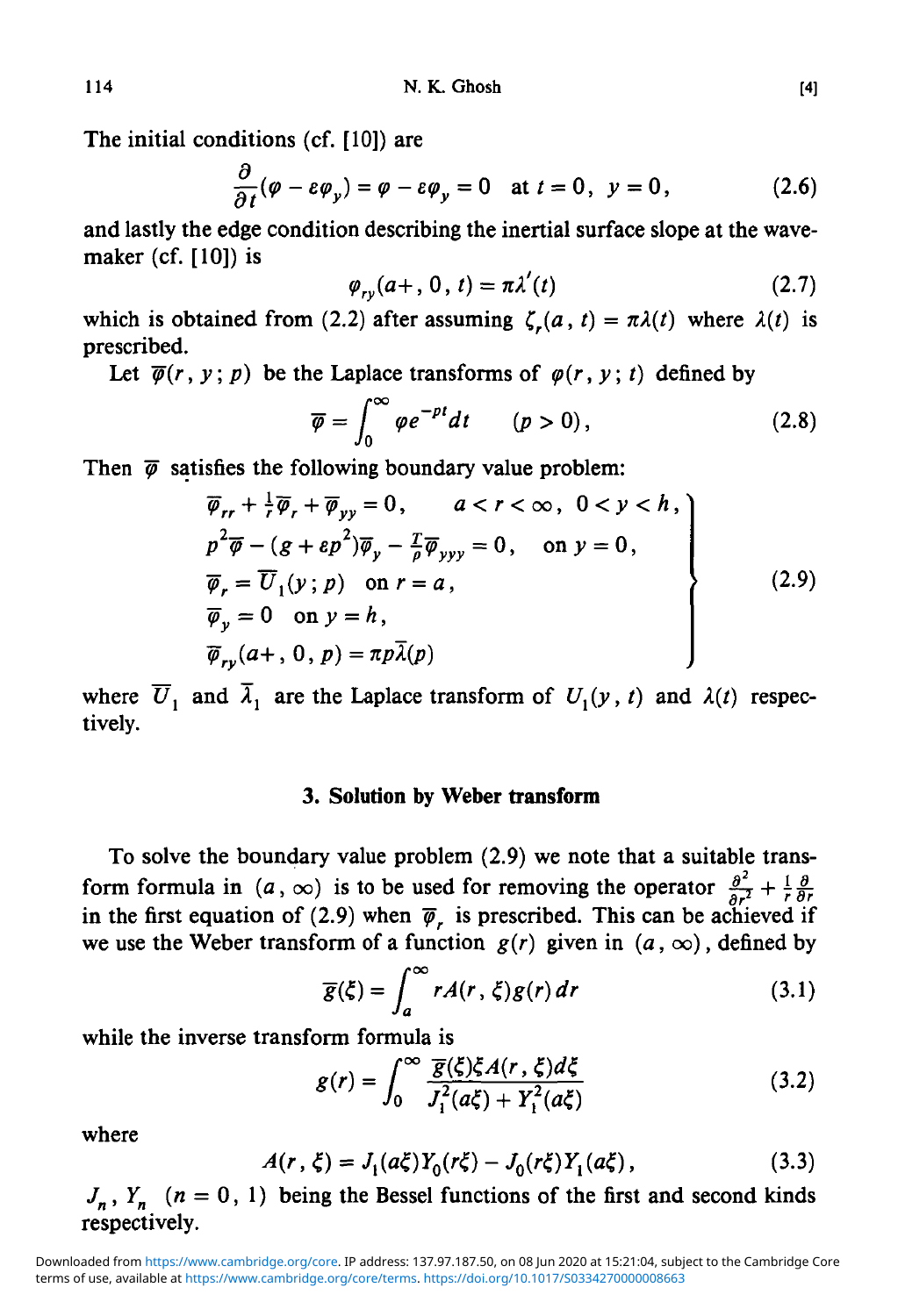The initial conditions (cf. [10]) are

$$\frac{\partial}{\partial t}(\varphi - \varepsilon\varphi_y) = \varphi - \varepsilon\varphi_y = 0 \quad \text{at } t = 0,\ y = 0, \tag{2.6}$$

and lastly the edge condition describing the inertial surface slope at the wave-maker (cf. [10]) is

$$\varphi_{ry}(a+, 0, t) = \pi\lambda'(t) \tag{2.7}$$

which is obtained from (2.2) after assuming $\zeta_r(a, t) = \pi\lambda(t)$ where $\lambda(t)$ is prescribed.

Let $\overline{\varphi}(r, y; p)$ be the Laplace transforms of $\varphi(r, y; t)$ defined by

$$\overline{\varphi} = \int_0^\infty \varphi e^{-pt}\,dt \qquad (p > 0), \tag{2.8}$$

Then $\overline{\varphi}$ satisfies the following boundary value problem:

$$\left.\begin{aligned}
&\overline{\varphi}_{rr} + \tfrac{1}{r}\overline{\varphi}_r + \overline{\varphi}_{yy} = 0, \qquad a < r < \infty,\ 0 < y < h, \\
&p^2\overline{\varphi} - (g + \varepsilon p^2)\overline{\varphi}_y - \tfrac{T}{\rho}\overline{\varphi}_{yyy} = 0, \quad \text{on } y = 0, \\
&\overline{\varphi}_r = \overline{U}_1(y; p) \quad \text{on } r = a, \\
&\overline{\varphi}_y = 0 \quad \text{on } y = h, \\
&\overline{\varphi}_{ry}(a+, 0, p) = \pi p\overline{\lambda}(p)
\end{aligned}\right\} \tag{2.9}$$

where $\overline{U}_1$ and $\overline{\lambda}_1$ are the Laplace transform of $U_1(y, t)$ and $\lambda(t)$ respectively.

## 3. Solution by Weber transform

To solve the boundary value problem (2.9) we note that a suitable transform formula in $(a, \infty)$ is to be used for removing the operator $\frac{\partial^2}{\partial r^2} + \frac{1}{r}\frac{\partial}{\partial r}$ in the first equation of (2.9) when $\overline{\varphi}_r$ is prescribed. This can be achieved if we use the Weber transform of a function $g(r)$ given in $(a, \infty)$, defined by

$$\overline{g}(\xi) = \int_a^\infty rA(r, \xi)g(r)\,dr \tag{3.1}$$

while the inverse transform formula is

$$g(r) = \int_0^\infty \frac{\overline{g}(\xi)\xi A(r, \xi)\,d\xi}{J_1^2(a\xi) + Y_1^2(a\xi)} \tag{3.2}$$

where

$$A(r, \xi) = J_1(a\xi)Y_0(r\xi) - J_0(r\xi)Y_1(a\xi), \tag{3.3}$$

$J_n$, $Y_n$ $(n = 0, 1)$ being the Bessel functions of the first and second kinds respectively.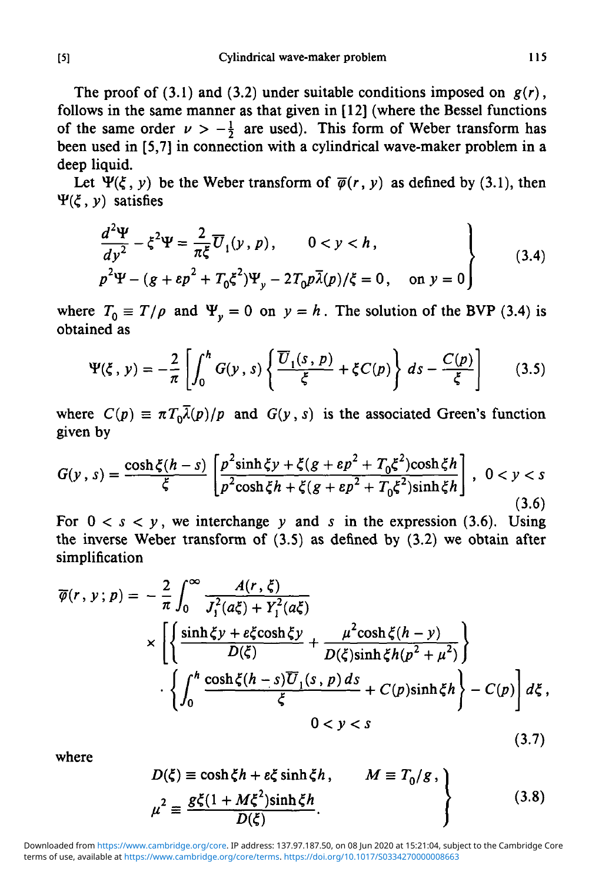The proof of (3.1) and (3.2) under suitable conditions imposed on $g(r)$, follows in the same manner as that given in [12] (where the Bessel functions of the same order $\nu > -\frac{1}{2}$ are used). This form of Weber transform has been used in [5,7] in connection with a cylindrical wave-maker problem in a deep liquid.

Let $\Psi(\xi, y)$ be the Weber transform of $\bar{\varphi}(r, y)$ as defined by (3.1), then $\Psi(\xi, y)$ satisfies

$$
\left.
\begin{aligned}
&\frac{d^2\Psi}{dy^2} - \xi^2\Psi = \frac{2}{\pi\xi}\overline{U}_1(y, p), \qquad 0 < y < h, \\
&p^2\Psi - (g + \varepsilon p^2 + T_0\xi^2)\Psi_y - 2T_0 p\bar{\lambda}(p)/\xi = 0, \quad \text{on } y = 0
\end{aligned}
\right\} \tag{3.4}
$$

where $T_0 \equiv T/\rho$ and $\Psi_y = 0$ on $y = h$. The solution of the BVP (3.4) is obtained as

$$
\Psi(\xi, y) = -\frac{2}{\pi}\left[\int_0^h G(y, s)\left\{\frac{\overline{U}_1(s, p)}{\xi} + \xi C(p)\right\} ds - \frac{C(p)}{\xi}\right] \tag{3.5}
$$

where $C(p) \equiv \pi T_0\bar{\lambda}(p)/p$ and $G(y, s)$ is the associated Green's function given by

$$
G(y, s) = \frac{\cosh\xi(h - s)}{\xi}\left[\frac{p^2\sinh\xi y + \xi(g + \varepsilon p^2 + T_0\xi^2)\cosh\xi h}{p^2\cosh\xi h + \xi(g + \varepsilon p^2 + T_0\xi^2)\sinh\xi h}\right], \; 0 < y < s \tag{3.6}
$$

For $0 < s < y$, we interchange $y$ and $s$ in the expression (3.6). Using the inverse Weber transform of (3.5) as defined by (3.2) we obtain after simplification

$$
\begin{aligned}
\bar{\varphi}(r, y; p) = &-\frac{2}{\pi}\int_0^\infty \frac{A(r, \xi)}{J_1^2(a\xi) + Y_1^2(a\xi)} \\
&\times\left[\left\{\frac{\sinh\xi y + \varepsilon\xi\cosh\xi y}{D(\xi)} + \frac{\mu^2\cosh\xi(h - y)}{D(\xi)\sinh\xi h(p^2 + \mu^2)}\right\}\right. \\
&\left.\cdot\left\{\int_0^h \frac{\cosh\xi(h - s)\overline{U}_1(s, p)\, ds}{\xi} + C(p)\sinh\xi h\right\} - C(p)\right] d\xi, \\
&\qquad\qquad 0 < y < s
\end{aligned} \tag{3.7}
$$

where

$$
\left.
\begin{aligned}
&D(\xi) \equiv \cosh\xi h + \varepsilon\xi\sinh\xi h, \qquad M \equiv T_0/g, \\
&\mu^2 \equiv \frac{g\xi(1 + M\xi^2)\sinh\xi h}{D(\xi)}.
\end{aligned}
\right\} \tag{3.8}
$$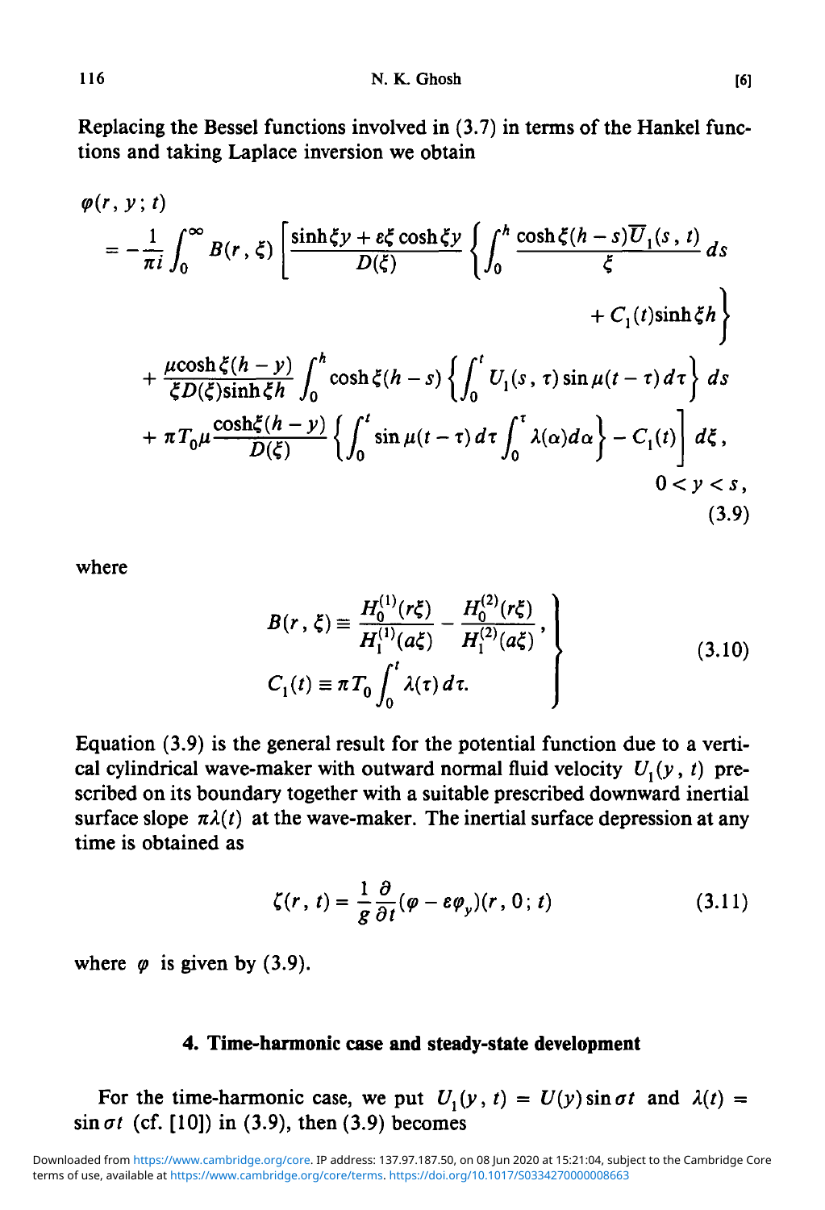Replacing the Bessel functions involved in (3.7) in terms of the Hankel functions and taking Laplace inversion we obtain

$$
\begin{aligned}
&\varphi(r, y; t) \\
&= -\frac{1}{\pi i}\int_0^\infty B(r,\xi)\left[\frac{\sinh\xi y + \varepsilon\xi\cosh\xi y}{D(\xi)}\left\{\int_0^h \frac{\cosh\xi(h-s)\overline{U}_1(s,t)}{\xi}\,ds \right.\right. \\
&\qquad\qquad\qquad\qquad\qquad\qquad\qquad\qquad\left. + C_1(t)\sinh\xi h\right\} \\
&\quad + \frac{\mu\cosh\xi(h-y)}{\xi D(\xi)\sinh\xi h}\int_0^h \cosh\xi(h-s)\left\{\int_0^t U_1(s,\tau)\sin\mu(t-\tau)\,d\tau\right\}ds \\
&\quad \left. + \pi T_0\mu\frac{\cosh\xi(h-y)}{D(\xi)}\left\{\int_0^t \sin\mu(t-\tau)\,d\tau\int_0^\tau \lambda(\alpha)d\alpha\right\} - C_1(t)\right]d\xi, \\
&\qquad\qquad\qquad\qquad\qquad\qquad\qquad\qquad\qquad\qquad 0 < y < s,
\end{aligned}
\tag{3.9}
$$

where

$$
\left.
\begin{aligned}
B(r,\xi) &\equiv \frac{H_0^{(1)}(r\xi)}{H_1^{(1)}(a\xi)} - \frac{H_0^{(2)}(r\xi)}{H_1^{(2)}(a\xi)}, \\
C_1(t) &\equiv \pi T_0\int_0^t \lambda(\tau)\,d\tau.
\end{aligned}
\right\}
\tag{3.10}
$$

Equation (3.9) is the general result for the potential function due to a vertical cylindrical wave-maker with outward normal fluid velocity $U_1(y, t)$ prescribed on its boundary together with a suitable prescribed downward inertial surface slope $\pi\lambda(t)$ at the wave-maker. The inertial surface depression at any time is obtained as

$$
\zeta(r, t) = \frac{1}{g}\frac{\partial}{\partial t}(\varphi - \varepsilon\varphi_y)(r, 0; t) \tag{3.11}
$$

where $\varphi$ is given by (3.9).

## 4. Time-harmonic case and steady-state development

For the time-harmonic case, we put $U_1(y, t) = U(y)\sin\sigma t$ and $\lambda(t) = \sin\sigma t$ (cf. [10]) in (3.9), then (3.9) becomes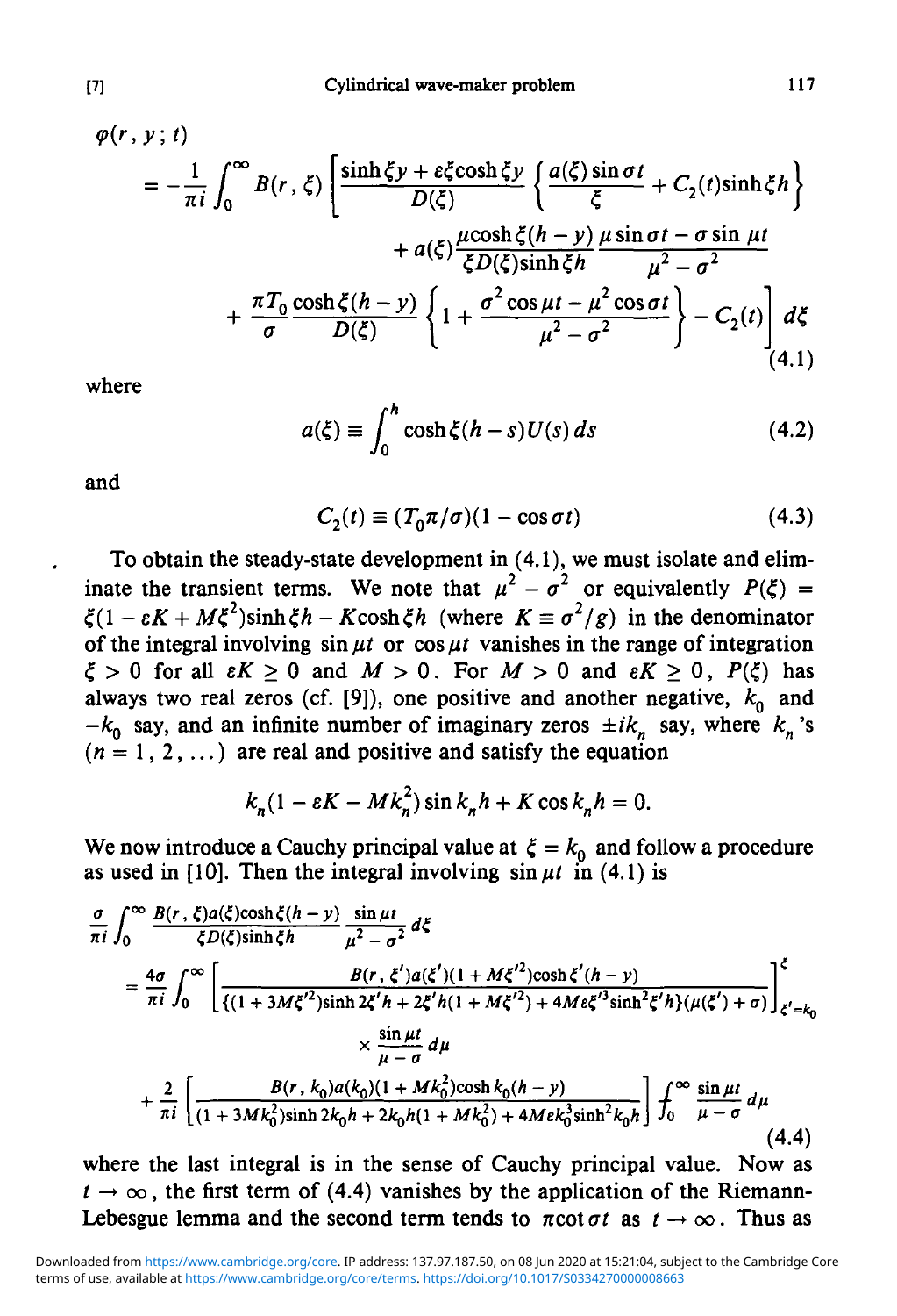$$
\begin{aligned}
\varphi(r, y; t) &= -\frac{1}{\pi i}\int_0^\infty B(r,\xi)\left[\frac{\sinh\xi y + \varepsilon\xi\cosh\xi y}{D(\xi)}\left\{\frac{a(\xi)\sin\sigma t}{\xi} + C_2(t)\sinh\xi h\right\}\right. \\
&\qquad + a(\xi)\frac{\mu\cosh\xi(h-y)}{\xi D(\xi)\sinh\xi h}\frac{\mu\sin\sigma t - \sigma\sin\mu t}{\mu^2-\sigma^2} \\
&\qquad \left. + \frac{\pi T_0}{\sigma}\frac{\cosh\xi(h-y)}{D(\xi)}\left\{1 + \frac{\sigma^2\cos\mu t - \mu^2\cos\sigma t}{\mu^2-\sigma^2}\right\} - C_2(t)\right] d\xi
\end{aligned} \tag{4.1}
$$

where

$$
a(\xi) \equiv \int_0^h \cosh\xi(h-s)U(s)\,ds \tag{4.2}
$$

and

$$
C_2(t) \equiv (T_0\pi/\sigma)(1-\cos\sigma t) \tag{4.3}
$$

To obtain the steady-state development in (4.1), we must isolate and eliminate the transient terms. We note that $\mu^2 - \sigma^2$ or equivalently $P(\xi) = \xi(1 - \varepsilon K + M\xi^2)\sinh\xi h - K\cosh\xi h$ (where $K \equiv \sigma^2/g$) in the denominator of the integral involving $\sin\mu t$ or $\cos\mu t$ vanishes in the range of integration $\xi > 0$ for all $\varepsilon K \geq 0$ and $M > 0$. For $M > 0$ and $\varepsilon K \geq 0$, $P(\xi)$ has always two real zeros (cf. [9]), one positive and another negative, $k_0$ and $-k_0$ say, and an infinite number of imaginary zeros $\pm ik_n$ say, where $k_n$'s $(n = 1, 2, \dots)$ are real and positive and satisfy the equation

$$
k_n(1 - \varepsilon K - Mk_n^2)\sin k_n h + K\cos k_n h = 0.
$$

We now introduce a Cauchy principal value at $\xi = k_0$ and follow a procedure as used in [10]. Then the integral involving $\sin\mu t$ in (4.1) is

$$
\begin{aligned}
&\frac{\sigma}{\pi i}\int_0^\infty \frac{B(r,\xi)a(\xi)\cosh\xi(h-y)}{\xi D(\xi)\sinh\xi h}\frac{\sin\mu t}{\mu^2-\sigma^2}\,d\xi \\
&= \frac{4\sigma}{\pi i}\int_0^\infty \left[\frac{B(r,\xi')a(\xi')(1+M\xi'^2)\cosh\xi'(h-y)}{\{(1+3M\xi'^2)\sinh 2\xi' h + 2\xi' h(1+M\xi'^2) + 4M\varepsilon\xi'^3\sinh^2\xi' h\}(\mu(\xi')+\sigma)}\right]_{\xi'=k_0}^{\xi} \\
&\qquad \times \frac{\sin\mu t}{\mu-\sigma}\,d\mu \\
&\quad + \frac{2}{\pi i}\left[\frac{B(r,k_0)a(k_0)(1+Mk_0^2)\cosh k_0(h-y)}{(1+3Mk_0^2)\sinh 2k_0 h + 2k_0 h(1+Mk_0^2) + 4M\varepsilon k_0^3\sinh^2 k_0 h}\right] ⨍_0^\infty \frac{\sin\mu t}{\mu-\sigma}\,d\mu
\end{aligned} \tag{4.4}
$$

where the last integral is in the sense of Cauchy principal value. Now as $t \to \infty$, the first term of (4.4) vanishes by the application of the Riemann-Lebesgue lemma and the second term tends to $\pi\cot\sigma t$ as $t \to \infty$. Thus as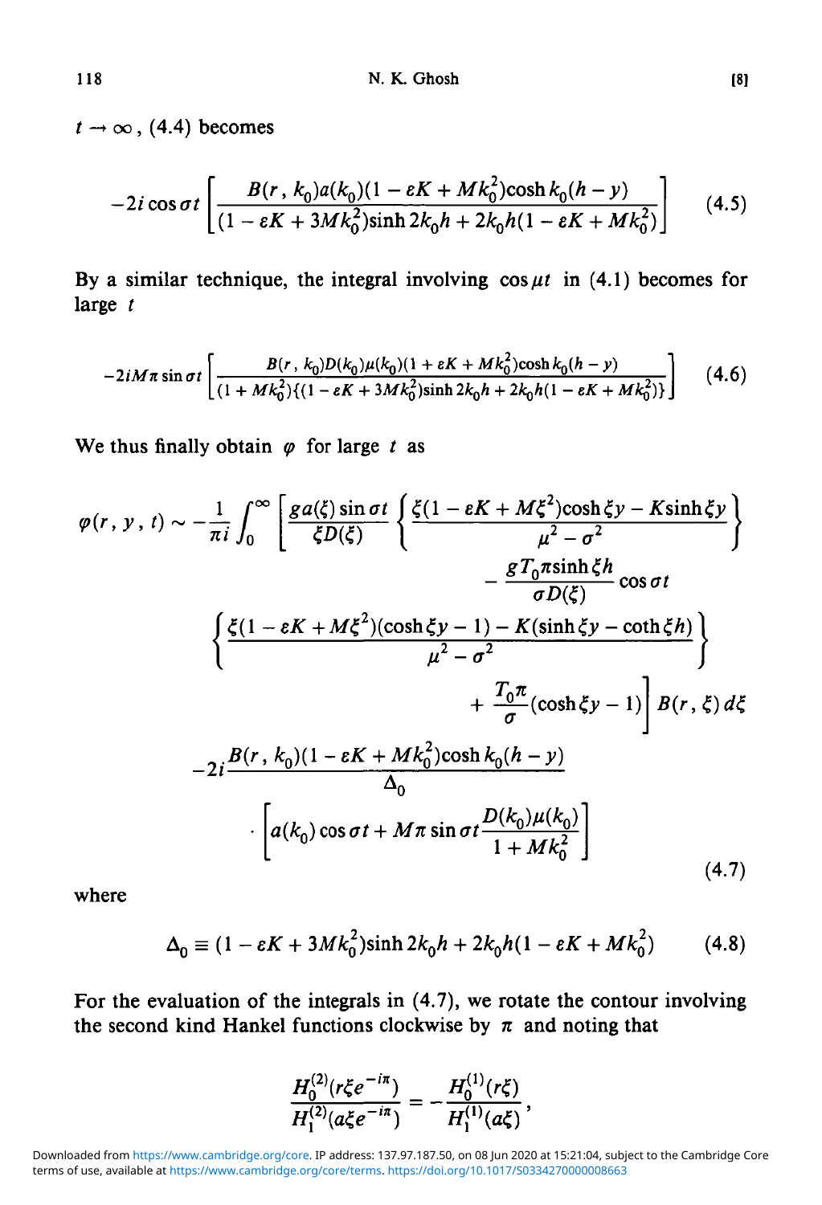$t \to \infty$, (4.4) becomes

$$-2i\cos\sigma t\left[\frac{B(r,k_0)a(k_0)(1-\varepsilon K+Mk_0^2)\cosh k_0(h-y)}{(1-\varepsilon K+3Mk_0^2)\sinh 2k_0h+2k_0h(1-\varepsilon K+Mk_0^2)}\right] \tag{4.5}$$

By a similar technique, the integral involving $\cos\mu t$ in (4.1) becomes for large $t$

$$-2iM\pi\sin\sigma t\left[\frac{B(r,k_0)D(k_0)\mu(k_0)(1+\varepsilon K+Mk_0^2)\cosh k_0(h-y)}{(1+Mk_0^2)\{(1-\varepsilon K+3Mk_0^2)\sinh 2k_0h+2k_0h(1-\varepsilon K+Mk_0^2)\}}\right] \tag{4.6}$$

We thus finally obtain $\varphi$ for large $t$ as

$$\begin{aligned}\varphi(r,y,t) \sim -\frac{1}{\pi i}\int_0^\infty &\left[\frac{ga(\xi)\sin\sigma t}{\xi D(\xi)}\left\{\frac{\xi(1-\varepsilon K+M\xi^2)\cosh\xi y-K\sinh\xi y}{\mu^2-\sigma^2}\right\}\right.\\ &\quad -\frac{gT_0\pi\sinh\xi h}{\sigma D(\xi)}\cos\sigma t\\ &\left\{\frac{\xi(1-\varepsilon K+M\xi^2)(\cosh\xi y-1)-K(\sinh\xi y-\coth\xi h)}{\mu^2-\sigma^2}\right\}\\ &\quad \left.+\frac{T_0\pi}{\sigma}(\cosh\xi y-1)\right]B(r,\xi)\,d\xi\\ -2i&\frac{B(r,k_0)(1-\varepsilon K+Mk_0^2)\cosh k_0(h-y)}{\Delta_0}\\ &\cdot\left[a(k_0)\cos\sigma t+M\pi\sin\sigma t\frac{D(k_0)\mu(k_0)}{1+Mk_0^2}\right]\end{aligned} \tag{4.7}$$

where

$$\Delta_0 \equiv (1-\varepsilon K+3Mk_0^2)\sinh 2k_0h+2k_0h(1-\varepsilon K+Mk_0^2) \tag{4.8}$$

For the evaluation of the integrals in (4.7), we rotate the contour involving the second kind Hankel functions clockwise by $\pi$ and noting that

$$\frac{H_0^{(2)}(r\xi e^{-i\pi})}{H_1^{(2)}(a\xi e^{-i\pi})} = -\frac{H_0^{(1)}(r\xi)}{H_1^{(1)}(a\xi)},$$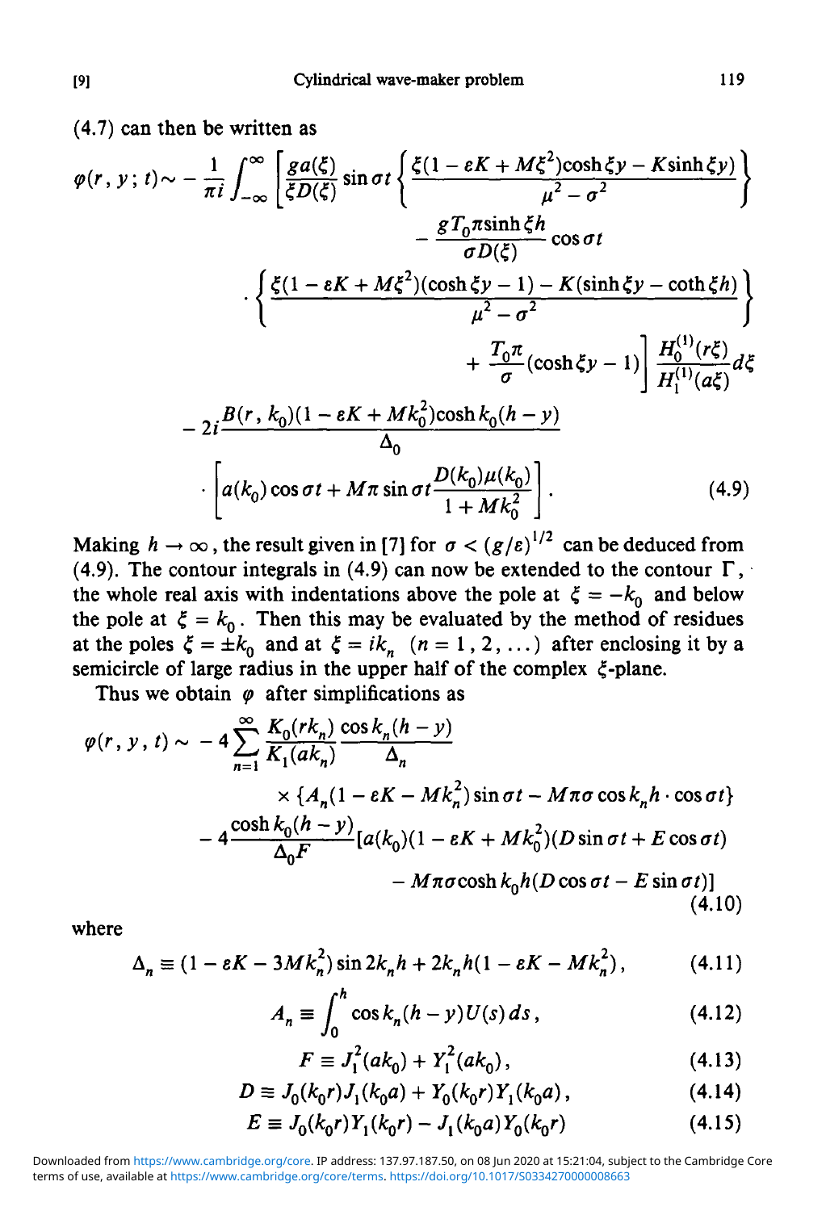(4.7) can then be written as

$$
\begin{aligned}
\varphi(r, y; t) \sim -\frac{1}{\pi i} \int_{-\infty}^{\infty} \Bigg[ & \frac{g a(\xi)}{\xi D(\xi)} \sin \sigma t \left\{ \frac{\xi(1 - \varepsilon K + M\xi^2)\cosh \xi y - K \sinh \xi y)}{\mu^2 - \sigma^2} \right\} \\
& - \frac{g T_0 \pi \sinh \xi h}{\sigma D(\xi)} \cos \sigma t \\
& \cdot \left\{ \frac{\xi(1 - \varepsilon K + M\xi^2)(\cosh \xi y - 1) - K(\sinh \xi y - \coth \xi h)}{\mu^2 - \sigma^2} \right\} \\
& + \frac{T_0 \pi}{\sigma}(\cosh \xi y - 1) \Bigg] \frac{H_0^{(1)}(r\xi)}{H_1^{(1)}(a\xi)} d\xi \\
- 2i & \frac{B(r, k_0)(1 - \varepsilon K + M k_0^2)\cosh k_0(h - y)}{\Delta_0} \\
& \cdot \left[ a(k_0) \cos \sigma t + M\pi \sin \sigma t \frac{D(k_0)\mu(k_0)}{1 + M k_0^2} \right]. \qquad (4.9)
\end{aligned}
$$

Making $h \to \infty$, the result given in [7] for $\sigma < (g/\varepsilon)^{1/2}$ can be deduced from (4.9). The contour integrals in (4.9) can now be extended to the contour $\Gamma$, the whole real axis with indentations above the pole at $\xi = -k_0$ and below the pole at $\xi = k_0$. Then this may be evaluated by the method of residues at the poles $\xi = \pm k_0$ and at $\xi = i k_n$ $(n = 1, 2, \ldots)$ after enclosing it by a semicircle of large radius in the upper half of the complex $\xi$-plane.

Thus we obtain $\varphi$ after simplifications as

$$
\begin{aligned}
\varphi(r, y, t) \sim & -4 \sum_{n=1}^{\infty} \frac{K_0(r k_n)}{K_1(a k_n)} \frac{\cos k_n(h - y)}{\Delta_n} \\
& \times \{ A_n (1 - \varepsilon K - M k_n^2) \sin \sigma t - M\pi\sigma \cos k_n h \cdot \cos \sigma t \} \\
& - 4 \frac{\cosh k_0(h - y)}{\Delta_0 F} [a(k_0)(1 - \varepsilon K + M k_0^2)(D \sin \sigma t + E \cos \sigma t) \\
& \qquad - M\pi\sigma \cosh k_0 h (D \cos \sigma t - E \sin \sigma t)] \qquad (4.10)
\end{aligned}
$$

where

$$\Delta_n \equiv (1 - \varepsilon K - 3M k_n^2) \sin 2k_n h + 2k_n h (1 - \varepsilon K - M k_n^2), \qquad (4.11)$$

$$A_n \equiv \int_0^h \cos k_n(h - y) U(s)\, ds, \qquad (4.12)$$

$$F \equiv J_1^2(a k_0) + Y_1^2(a k_0), \qquad (4.13)$$

$$D \equiv J_0(k_0 r) J_1(k_0 a) + Y_0(k_0 r) Y_1(k_0 a), \qquad (4.14)$$

$$E \equiv J_0(k_0 r) Y_1(k_0 r) - J_1(k_0 a) Y_0(k_0 r) \qquad (4.15)$$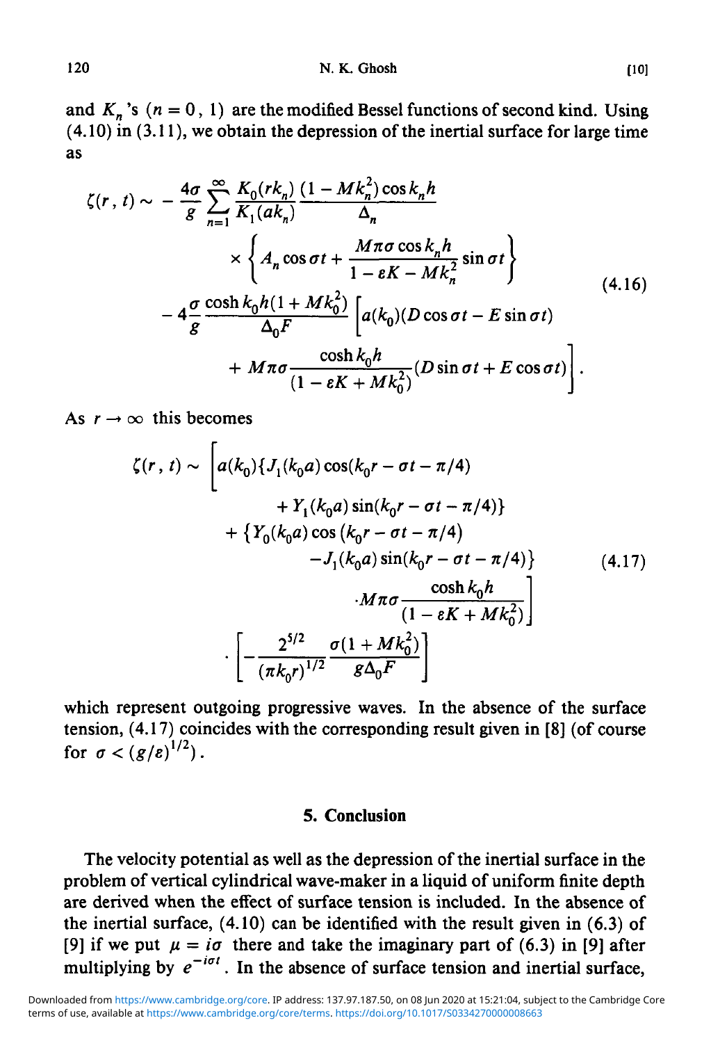and $K_n$'s $(n = 0, 1)$ are the modified Bessel functions of second kind. Using (4.10) in (3.11), we obtain the depression of the inertial surface for large time as

$$
\begin{aligned}
\zeta(r, t) \sim & -\frac{4\sigma}{g} \sum_{n=1}^{\infty} \frac{K_0(rk_n)}{K_1(ak_n)} \frac{(1 - Mk_n^2)\cos k_n h}{\Delta_n} \\
& \times \left\{ A_n \cos \sigma t + \frac{M\pi\sigma \cos k_n h}{1 - \varepsilon K - Mk_n^2} \sin \sigma t \right\} \\
& - 4\frac{\sigma}{g} \frac{\cosh k_0 h(1 + Mk_0^2)}{\Delta_0 F} \Big[ a(k_0)(D\cos \sigma t - E \sin \sigma t) \\
& + M\pi\sigma \frac{\cosh k_0 h}{(1 - \varepsilon K + Mk_0^2)} (D \sin \sigma t + E \cos \sigma t) \Big].
\end{aligned}
\tag{4.16}
$$

As $r \to \infty$ this becomes

$$
\begin{aligned}
\zeta(r, t) \sim & \Big[ a(k_0)\{J_1(k_0 a)\cos(k_0 r - \sigma t - \pi/4) \\
& + Y_1(k_0 a)\sin(k_0 r - \sigma t - \pi/4)\} \\
& + \{Y_0(k_0 a)\cos(k_0 r - \sigma t - \pi/4) \\
& - J_1(k_0 a)\sin(k_0 r - \sigma t - \pi/4)\} \\
& \cdot M\pi\sigma \frac{\cosh k_0 h}{(1 - \varepsilon K + Mk_0^2)} \Big] \\
& \cdot \left[ -\frac{2^{5/2}}{(\pi k_0 r)^{1/2}} \frac{\sigma(1 + Mk_0^2)}{g\Delta_0 F} \right]
\end{aligned}
\tag{4.17}
$$

which represent outgoing progressive waves. In the absence of the surface tension, (4.17) coincides with the corresponding result given in [8] (of course for $\sigma < (g/\varepsilon)^{1/2}$).

## 5. Conclusion

The velocity potential as well as the depression of the inertial surface in the problem of vertical cylindrical wave-maker in a liquid of uniform finite depth are derived when the effect of surface tension is included. In the absence of the inertial surface, (4.10) can be identified with the result given in (6.3) of [9] if we put $\mu = i\sigma$ there and take the imaginary part of (6.3) in [9] after multiplying by $e^{-i\sigma t}$. In the absence of surface tension and inertial surface,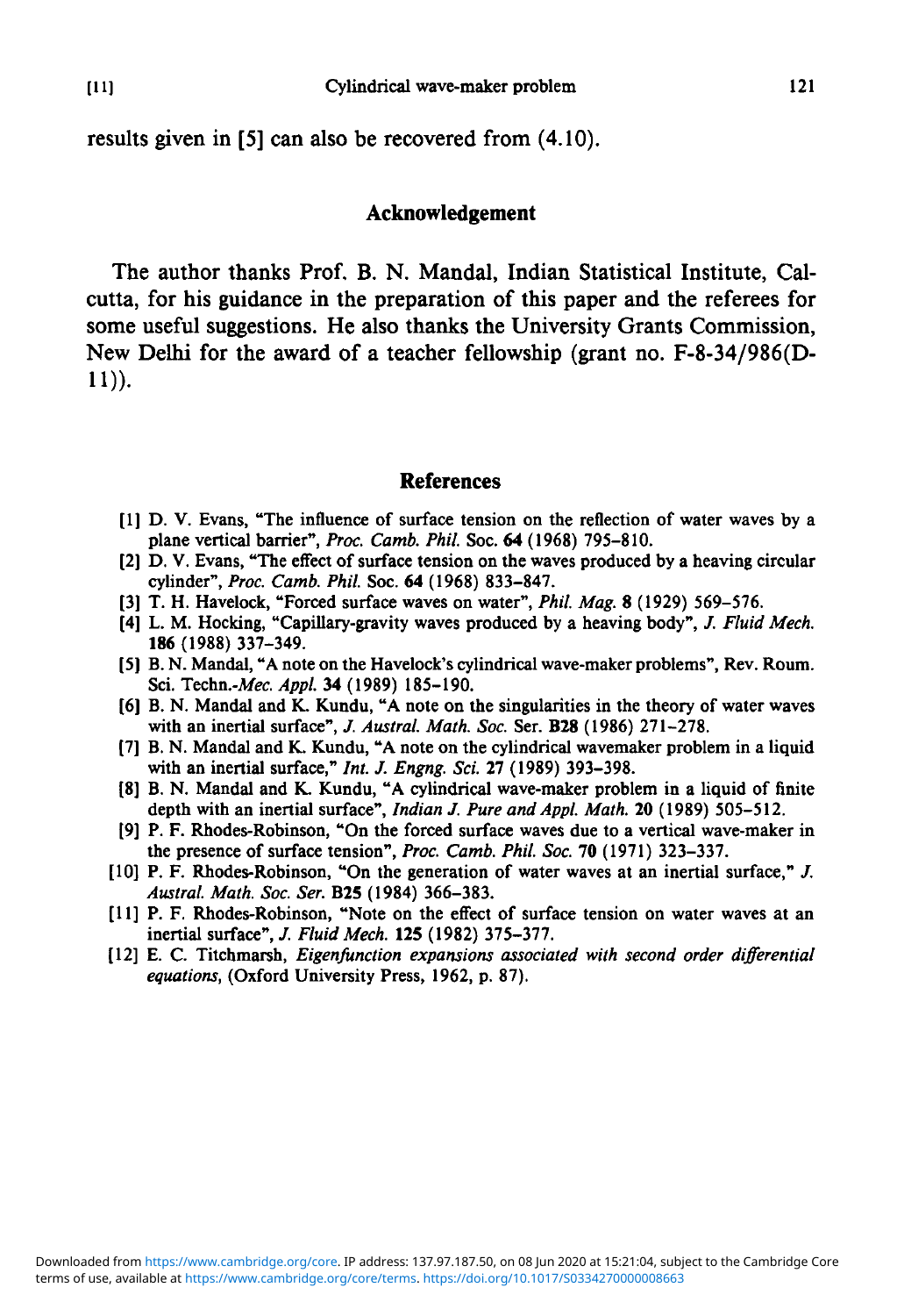results given in [5] can also be recovered from (4.10).

## Acknowledgement

The author thanks Prof. B. N. Mandal, Indian Statistical Institute, Calcutta, for his guidance in the preparation of this paper and the referees for some useful suggestions. He also thanks the University Grants Commission, New Delhi for the award of a teacher fellowship (grant no. F-8-34/986(D-11)).

## References

[1] D. V. Evans, "The influence of surface tension on the reflection of water waves by a plane vertical barrier", *Proc. Camb. Phil.* Soc. **64** (1968) 795–810.

[2] D. V. Evans, "The effect of surface tension on the waves produced by a heaving circular cylinder", *Proc. Camb. Phil.* Soc. **64** (1968) 833–847.

[3] T. H. Havelock, "Forced surface waves on water", *Phil. Mag.* **8** (1929) 569–576.

[4] L. M. Hocking, "Capillary-gravity waves produced by a heaving body", *J. Fluid Mech.* **186** (1988) 337–349.

[5] B. N. Mandal, "A note on the Havelock's cylindrical wave-maker problems", Rev. Roum. Sci. Techn.-*Mec. Appl.* **34** (1989) 185–190.

[6] B. N. Mandal and K. Kundu, "A note on the singularities in the theory of water waves with an inertial surface", *J. Austral. Math. Soc.* Ser. **B28** (1986) 271–278.

[7] B. N. Mandal and K. Kundu, "A note on the cylindrical wavemaker problem in a liquid with an inertial surface," *Int. J. Engng. Sci.* **27** (1989) 393–398.

[8] B. N. Mandal and K. Kundu, "A cylindrical wave-maker problem in a liquid of finite depth with an inertial surface", *Indian J. Pure and Appl. Math.* **20** (1989) 505–512.

[9] P. F. Rhodes-Robinson, "On the forced surface waves due to a vertical wave-maker in the presence of surface tension", *Proc. Camb. Phil. Soc.* **70** (1971) 323–337.

[10] P. F. Rhodes-Robinson, "On the generation of water waves at an inertial surface," *J. Austral. Math. Soc. Ser.* **B25** (1984) 366–383.

[11] P. F. Rhodes-Robinson, "Note on the effect of surface tension on water waves at an inertial surface", *J. Fluid Mech.* **125** (1982) 375–377.

[12] E. C. Titchmarsh, *Eigenfunction expansions associated with second order differential equations*, (Oxford University Press, 1962, p. 87).